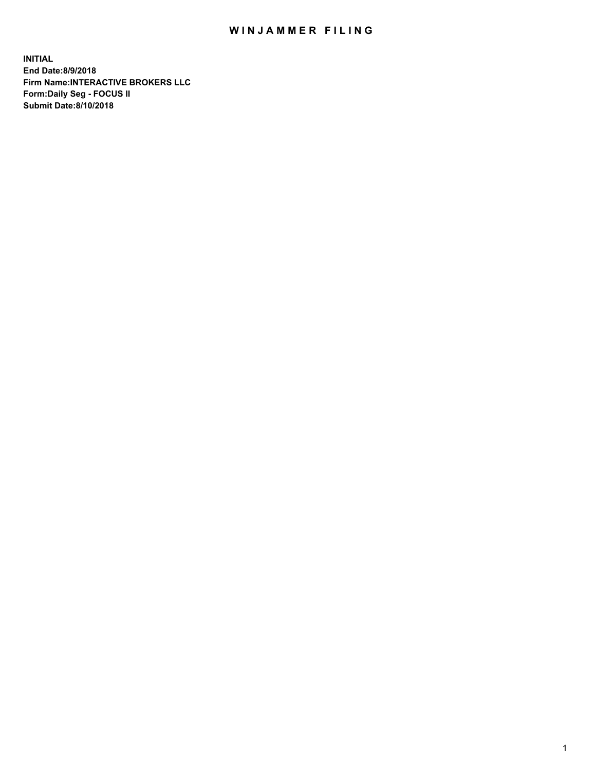# WINJAMMER FILING

**INITIAL**
**End Date:8/9/2018**
**Firm Name:INTERACTIVE BROKERS LLC**
**Form:Daily Seg - FOCUS II**
**Submit Date:8/10/2018**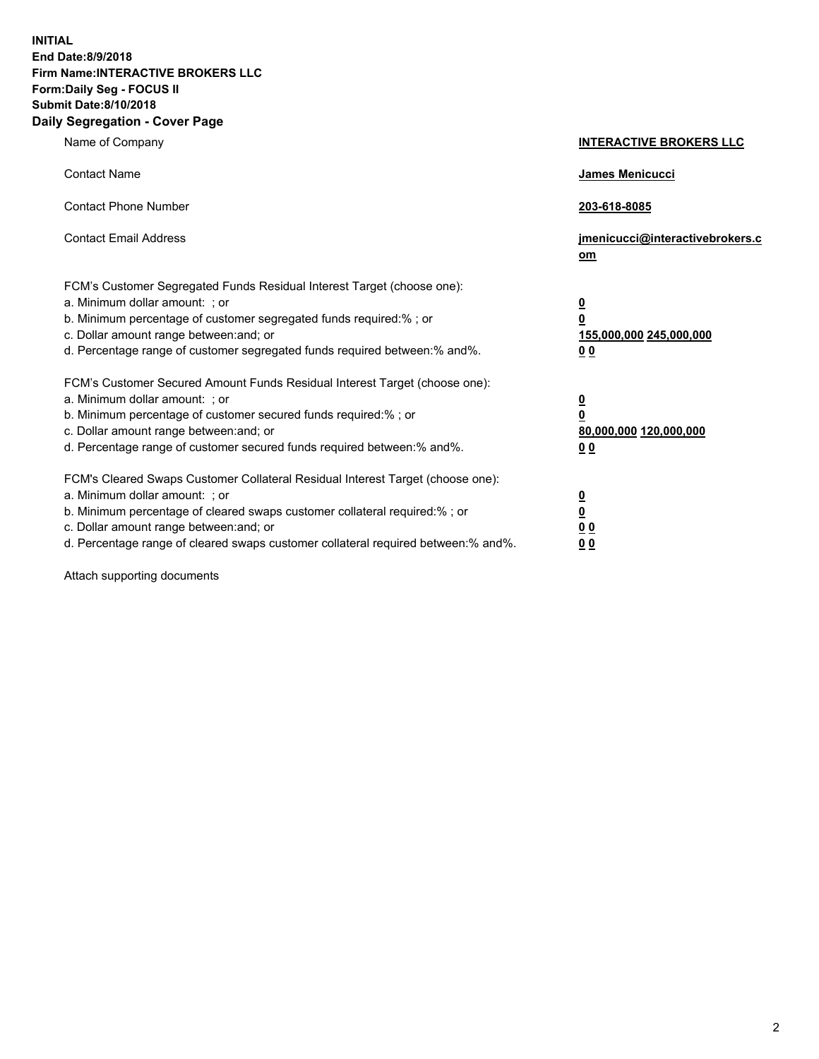**INITIAL**
**End Date:8/9/2018**
**Firm Name:INTERACTIVE BROKERS LLC**
**Form:Daily Seg - FOCUS II**
**Submit Date:8/10/2018**
**Daily Segregation - Cover Page**

| | |
|---|---|
| Name of Company | **INTERACTIVE BROKERS LLC** |
| Contact Name | **James Menicucci** |
| Contact Phone Number | **203-618-8085** |
| Contact Email Address | **jmenicucci@interactivebrokers.com** |
| FCM's Customer Segregated Funds Residual Interest Target (choose one): | |
| a. Minimum dollar amount: ; or | **0** |
| b. Minimum percentage of customer segregated funds required:% ; or | **0** |
| c. Dollar amount range between:and; or | **155,000,000 245,000,000** |
| d. Percentage range of customer segregated funds required between:% and%. | **0 0** |
| FCM's Customer Secured Amount Funds Residual Interest Target (choose one): | |
| a. Minimum dollar amount: ; or | **0** |
| b. Minimum percentage of customer secured funds required:% ; or | **0** |
| c. Dollar amount range between:and; or | **80,000,000 120,000,000** |
| d. Percentage range of customer secured funds required between:% and%. | **0 0** |
| FCM's Cleared Swaps Customer Collateral Residual Interest Target (choose one): | |
| a. Minimum dollar amount: ; or | **0** |
| b. Minimum percentage of cleared swaps customer collateral required:% ; or | **0** |
| c. Dollar amount range between:and; or | **0 0** |
| d. Percentage range of cleared swaps customer collateral required between:% and%. | **0 0** |

Attach supporting documents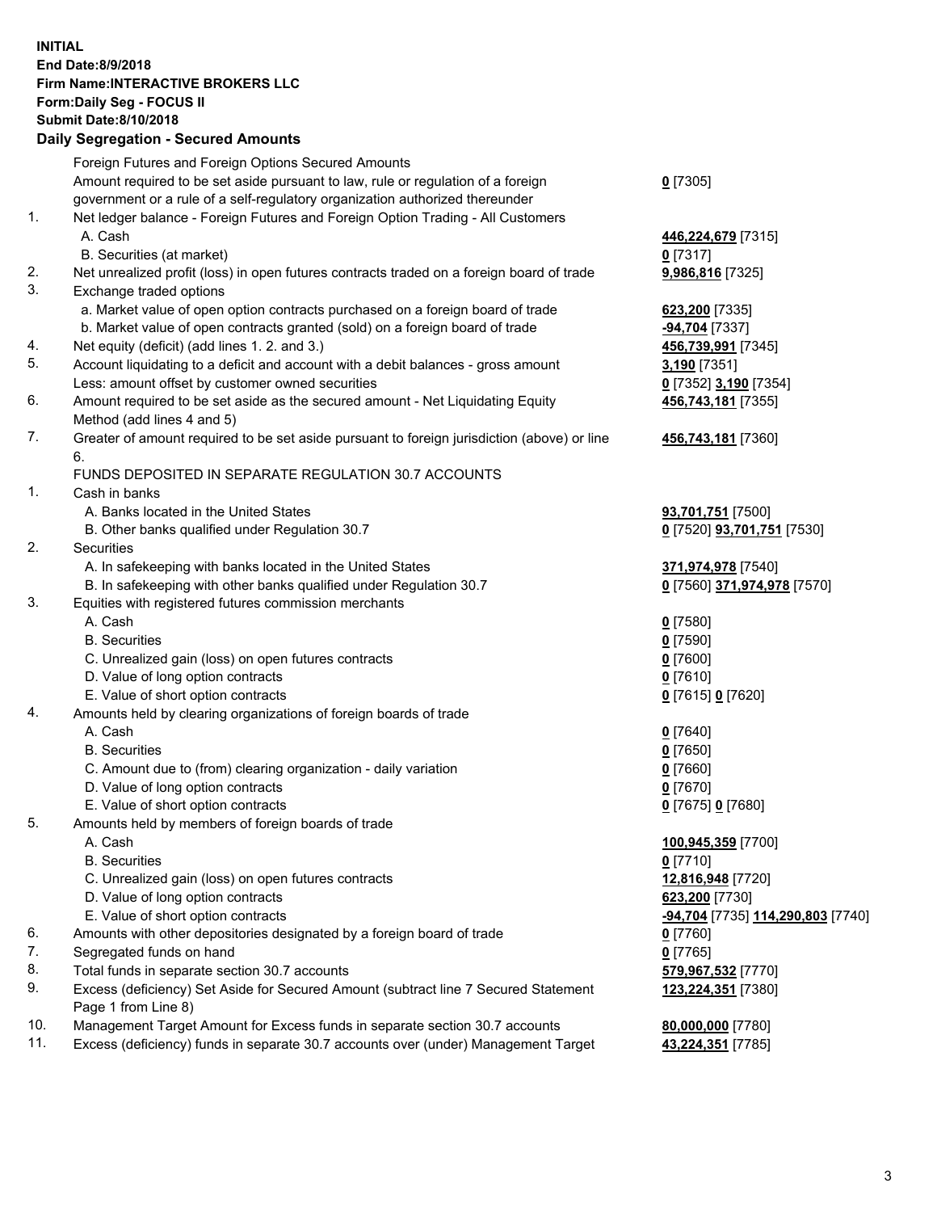**INITIAL**
**End Date:8/9/2018**
**Firm Name:INTERACTIVE BROKERS LLC**
**Form:Daily Seg - FOCUS II**
**Submit Date:8/10/2018**
**Daily Segregation - Secured Amounts**

| | | |
|---|---|---|
| | Foreign Futures and Foreign Options Secured Amounts | |
| | Amount required to be set aside pursuant to law, rule or regulation of a foreign government or a rule of a self-regulatory organization authorized thereunder | **0** [7305] |
| 1. | Net ledger balance - Foreign Futures and Foreign Option Trading - All Customers | |
| | A. Cash | **446,224,679** [7315] |
| | B. Securities (at market) | **0** [7317] |
| 2. | Net unrealized profit (loss) in open futures contracts traded on a foreign board of trade | **9,986,816** [7325] |
| 3. | Exchange traded options | |
| | a. Market value of open option contracts purchased on a foreign board of trade | **623,200** [7335] |
| | b. Market value of open contracts granted (sold) on a foreign board of trade | **-94,704** [7337] |
| 4. | Net equity (deficit) (add lines 1. 2. and 3.) | **456,739,991** [7345] |
| 5. | Account liquidating to a deficit and account with a debit balances - gross amount | **3,190** [7351] |
| | Less: amount offset by customer owned securities | **0** [7352] **3,190** [7354] |
| 6. | Amount required to be set aside as the secured amount - Net Liquidating Equity Method (add lines 4 and 5) | **456,743,181** [7355] |
| 7. | Greater of amount required to be set aside pursuant to foreign jurisdiction (above) or line 6. | **456,743,181** [7360] |
| | FUNDS DEPOSITED IN SEPARATE REGULATION 30.7 ACCOUNTS | |
| 1. | Cash in banks | |
| | A. Banks located in the United States | **93,701,751** [7500] |
| | B. Other banks qualified under Regulation 30.7 | **0** [7520] **93,701,751** [7530] |
| 2. | Securities | |
| | A. In safekeeping with banks located in the United States | **371,974,978** [7540] |
| | B. In safekeeping with other banks qualified under Regulation 30.7 | **0** [7560] **371,974,978** [7570] |
| 3. | Equities with registered futures commission merchants | |
| | A. Cash | **0** [7580] |
| | B. Securities | **0** [7590] |
| | C. Unrealized gain (loss) on open futures contracts | **0** [7600] |
| | D. Value of long option contracts | **0** [7610] |
| | E. Value of short option contracts | **0** [7615] **0** [7620] |
| 4. | Amounts held by clearing organizations of foreign boards of trade | |
| | A. Cash | **0** [7640] |
| | B. Securities | **0** [7650] |
| | C. Amount due to (from) clearing organization - daily variation | **0** [7660] |
| | D. Value of long option contracts | **0** [7670] |
| | E. Value of short option contracts | **0** [7675] **0** [7680] |
| 5. | Amounts held by members of foreign boards of trade | |
| | A. Cash | **100,945,359** [7700] |
| | B. Securities | **0** [7710] |
| | C. Unrealized gain (loss) on open futures contracts | **12,816,948** [7720] |
| | D. Value of long option contracts | **623,200** [7730] |
| | E. Value of short option contracts | **-94,704** [7735] **114,290,803** [7740] |
| 6. | Amounts with other depositories designated by a foreign board of trade | **0** [7760] |
| 7. | Segregated funds on hand | **0** [7765] |
| 8. | Total funds in separate section 30.7 accounts | **579,967,532** [7770] |
| 9. | Excess (deficiency) Set Aside for Secured Amount (subtract line 7 Secured Statement Page 1 from Line 8) | **123,224,351** [7380] |
| 10. | Management Target Amount for Excess funds in separate section 30.7 accounts | **80,000,000** [7780] |
| 11. | Excess (deficiency) funds in separate 30.7 accounts over (under) Management Target | **43,224,351** [7785] |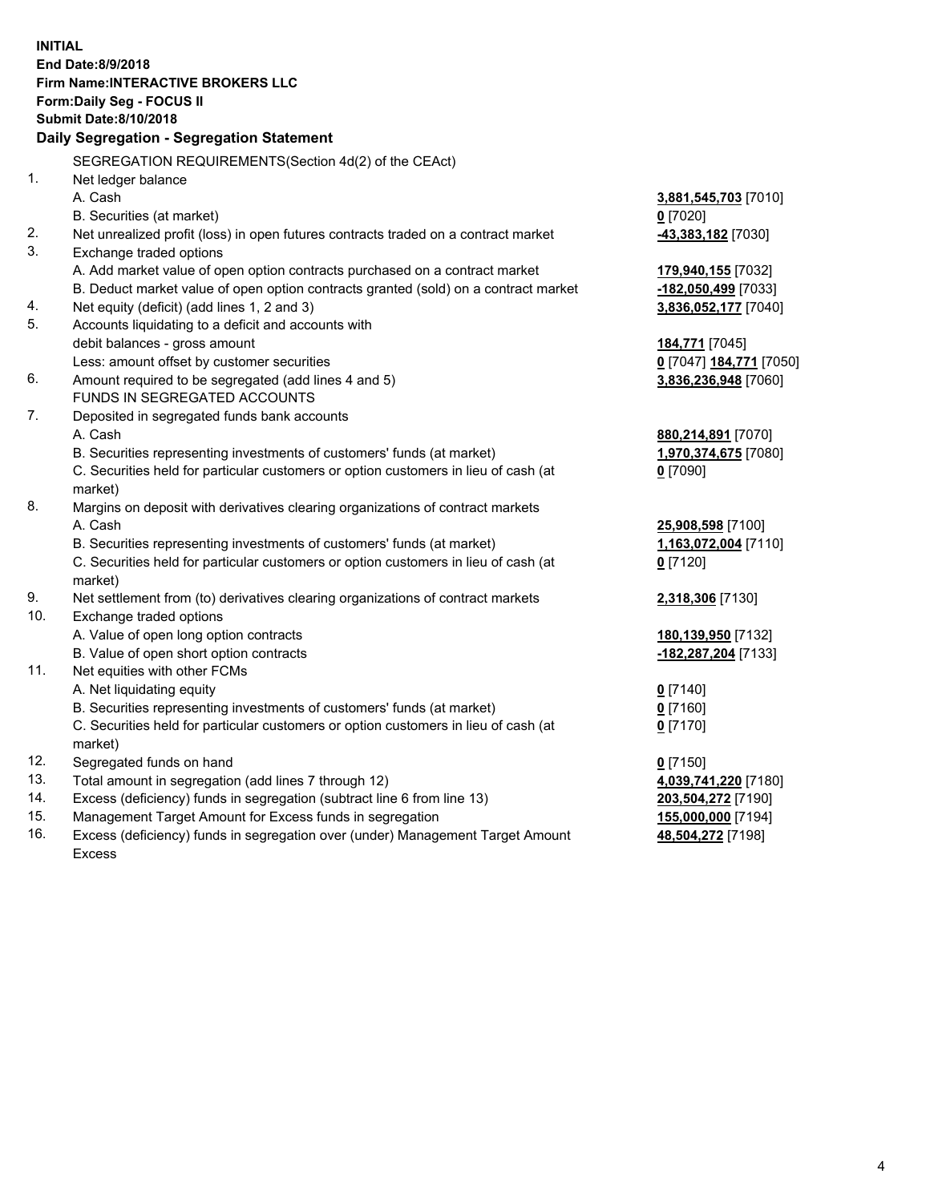**INITIAL**
**End Date:8/9/2018**
**Firm Name:INTERACTIVE BROKERS LLC**
**Form:Daily Seg - FOCUS II**
**Submit Date:8/10/2018**

### Daily Segregation - Segregation Statement

SEGREGATION REQUIREMENTS(Section 4d(2) of the CEAct)

| | | |
|---|---|---|
| 1. | Net ledger balance | |
| | A. Cash | **3,881,545,703** [7010] |
| | B. Securities (at market) | **0** [7020] |
| 2. | Net unrealized profit (loss) in open futures contracts traded on a contract market | **-43,383,182** [7030] |
| 3. | Exchange traded options | |
| | A. Add market value of open option contracts purchased on a contract market | **179,940,155** [7032] |
| | B. Deduct market value of open option contracts granted (sold) on a contract market | **-182,050,499** [7033] |
| 4. | Net equity (deficit) (add lines 1, 2 and 3) | **3,836,052,177** [7040] |
| 5. | Accounts liquidating to a deficit and accounts with | |
| | debit balances - gross amount | **184,771** [7045] |
| | Less: amount offset by customer securities | **0** [7047] **184,771** [7050] |
| 6. | Amount required to be segregated (add lines 4 and 5) | **3,836,236,948** [7060] |
| | FUNDS IN SEGREGATED ACCOUNTS | |
| 7. | Deposited in segregated funds bank accounts | |
| | A. Cash | **880,214,891** [7070] |
| | B. Securities representing investments of customers' funds (at market) | **1,970,374,675** [7080] |
| | C. Securities held for particular customers or option customers in lieu of cash (at market) | **0** [7090] |
| 8. | Margins on deposit with derivatives clearing organizations of contract markets | |
| | A. Cash | **25,908,598** [7100] |
| | B. Securities representing investments of customers' funds (at market) | **1,163,072,004** [7110] |
| | C. Securities held for particular customers or option customers in lieu of cash (at market) | **0** [7120] |
| 9. | Net settlement from (to) derivatives clearing organizations of contract markets | **2,318,306** [7130] |
| 10. | Exchange traded options | |
| | A. Value of open long option contracts | **180,139,950** [7132] |
| | B. Value of open short option contracts | **-182,287,204** [7133] |
| 11. | Net equities with other FCMs | |
| | A. Net liquidating equity | **0** [7140] |
| | B. Securities representing investments of customers' funds (at market) | **0** [7160] |
| | C. Securities held for particular customers or option customers in lieu of cash (at market) | **0** [7170] |
| 12. | Segregated funds on hand | **0** [7150] |
| 13. | Total amount in segregation (add lines 7 through 12) | **4,039,741,220** [7180] |
| 14. | Excess (deficiency) funds in segregation (subtract line 6 from line 13) | **203,504,272** [7190] |
| 15. | Management Target Amount for Excess funds in segregation | **155,000,000** [7194] |
| 16. | Excess (deficiency) funds in segregation over (under) Management Target Amount Excess | **48,504,272** [7198] |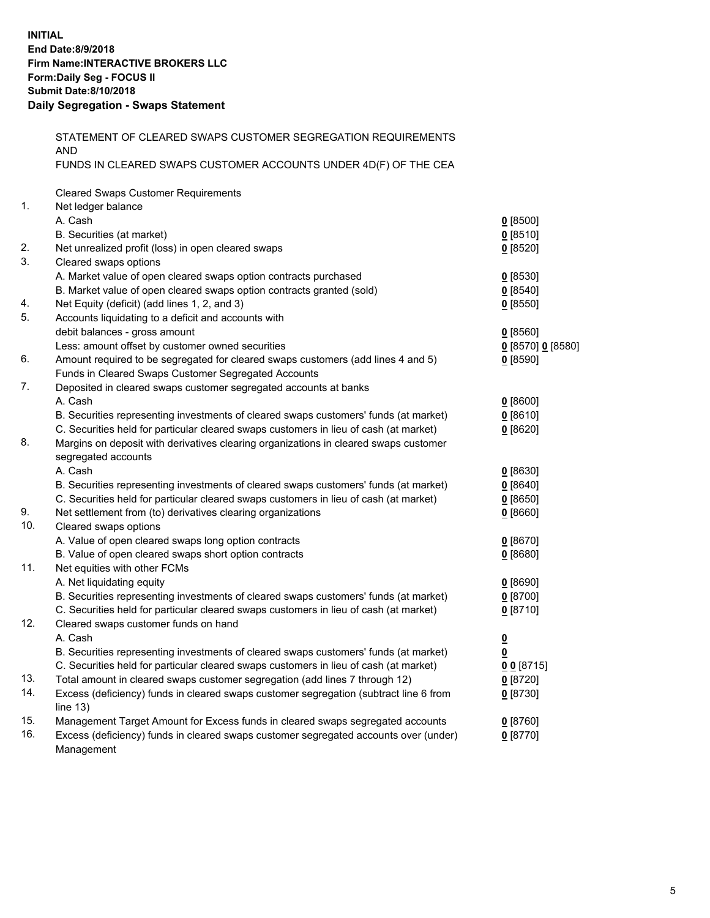**INITIAL**
**End Date:8/9/2018**
**Firm Name:INTERACTIVE BROKERS LLC**
**Form:Daily Seg - FOCUS II**
**Submit Date:8/10/2018**
**Daily Segregation - Swaps Statement**

STATEMENT OF CLEARED SWAPS CUSTOMER SEGREGATION REQUIREMENTS AND FUNDS IN CLEARED SWAPS CUSTOMER ACCOUNTS UNDER 4D(F) OF THE CEA

| | | |
|---|---|---|
| | Cleared Swaps Customer Requirements | |
| 1. | Net ledger balance | |
| | A. Cash | 0 [8500] |
| | B. Securities (at market) | 0 [8510] |
| 2. | Net unrealized profit (loss) in open cleared swaps | 0 [8520] |
| 3. | Cleared swaps options | |
| | A. Market value of open cleared swaps option contracts purchased | 0 [8530] |
| | B. Market value of open cleared swaps option contracts granted (sold) | 0 [8540] |
| 4. | Net Equity (deficit) (add lines 1, 2, and 3) | 0 [8550] |
| 5. | Accounts liquidating to a deficit and accounts with debit balances - gross amount | 0 [8560] |
| | Less: amount offset by customer owned securities | 0 [8570] 0 [8580] |
| 6. | Amount required to be segregated for cleared swaps customers (add lines 4 and 5) | 0 [8590] |
| | Funds in Cleared Swaps Customer Segregated Accounts | |
| 7. | Deposited in cleared swaps customer segregated accounts at banks | |
| | A. Cash | 0 [8600] |
| | B. Securities representing investments of cleared swaps customers' funds (at market) | 0 [8610] |
| | C. Securities held for particular cleared swaps customers in lieu of cash (at market) | 0 [8620] |
| 8. | Margins on deposit with derivatives clearing organizations in cleared swaps customer segregated accounts | |
| | A. Cash | 0 [8630] |
| | B. Securities representing investments of cleared swaps customers' funds (at market) | 0 [8640] |
| | C. Securities held for particular cleared swaps customers in lieu of cash (at market) | 0 [8650] |
| 9. | Net settlement from (to) derivatives clearing organizations | 0 [8660] |
| 10. | Cleared swaps options | |
| | A. Value of open cleared swaps long option contracts | 0 [8670] |
| | B. Value of open cleared swaps short option contracts | 0 [8680] |
| 11. | Net equities with other FCMs | |
| | A. Net liquidating equity | 0 [8690] |
| | B. Securities representing investments of cleared swaps customers' funds (at market) | 0 [8700] |
| | C. Securities held for particular cleared swaps customers in lieu of cash (at market) | 0 [8710] |
| 12. | Cleared swaps customer funds on hand | |
| | A. Cash | 0 |
| | B. Securities representing investments of cleared swaps customers' funds (at market) | 0 |
| | C. Securities held for particular cleared swaps customers in lieu of cash (at market) | 0 0 [8715] |
| 13. | Total amount in cleared swaps customer segregation (add lines 7 through 12) | 0 [8720] |
| 14. | Excess (deficiency) funds in cleared swaps customer segregation (subtract line 6 from line 13) | 0 [8730] |
| 15. | Management Target Amount for Excess funds in cleared swaps segregated accounts | 0 [8760] |
| 16. | Excess (deficiency) funds in cleared swaps customer segregated accounts over (under) Management | 0 [8770] |